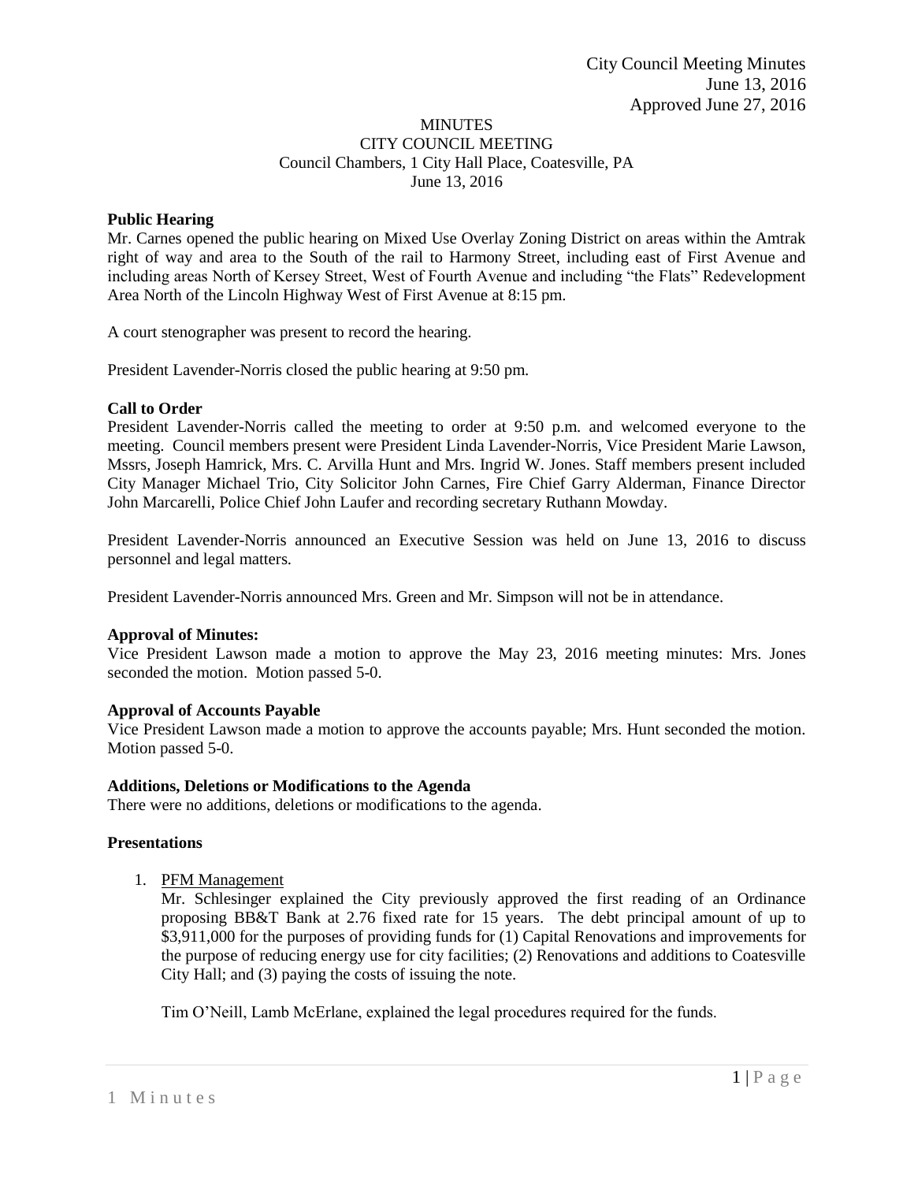City Council Meeting Minutes
June 13, 2016
Approved June 27, 2016

MINUTES
CITY COUNCIL MEETING
Council Chambers, 1 City Hall Place, Coatesville, PA
June 13, 2016

**Public Hearing**
Mr. Carnes opened the public hearing on Mixed Use Overlay Zoning District on areas within the Amtrak right of way and area to the South of the rail to Harmony Street, including east of First Avenue and including areas North of Kersey Street, West of Fourth Avenue and including "the Flats" Redevelopment Area North of the Lincoln Highway West of First Avenue at 8:15 pm.

A court stenographer was present to record the hearing.

President Lavender-Norris closed the public hearing at 9:50 pm.

**Call to Order**
President Lavender-Norris called the meeting to order at 9:50 p.m. and welcomed everyone to the meeting. Council members present were President Linda Lavender-Norris, Vice President Marie Lawson, Mssrs, Joseph Hamrick, Mrs. C. Arvilla Hunt and Mrs. Ingrid W. Jones. Staff members present included City Manager Michael Trio, City Solicitor John Carnes, Fire Chief Garry Alderman, Finance Director John Marcarelli, Police Chief John Laufer and recording secretary Ruthann Mowday.

President Lavender-Norris announced an Executive Session was held on June 13, 2016 to discuss personnel and legal matters.

President Lavender-Norris announced Mrs. Green and Mr. Simpson will not be in attendance.

**Approval of Minutes:**
Vice President Lawson made a motion to approve the May 23, 2016 meeting minutes: Mrs. Jones seconded the motion. Motion passed 5-0.

**Approval of Accounts Payable**
Vice President Lawson made a motion to approve the accounts payable; Mrs. Hunt seconded the motion. Motion passed 5-0.

**Additions, Deletions or Modifications to the Agenda**
There were no additions, deletions or modifications to the agenda.

**Presentations**

1. PFM Management
   Mr. Schlesinger explained the City previously approved the first reading of an Ordinance proposing BB&T Bank at 2.76 fixed rate for 15 years. The debt principal amount of up to $3,911,000 for the purposes of providing funds for (1) Capital Renovations and improvements for the purpose of reducing energy use for city facilities; (2) Renovations and additions to Coatesville City Hall; and (3) paying the costs of issuing the note.

   Tim O'Neill, Lamb McErlane, explained the legal procedures required for the funds.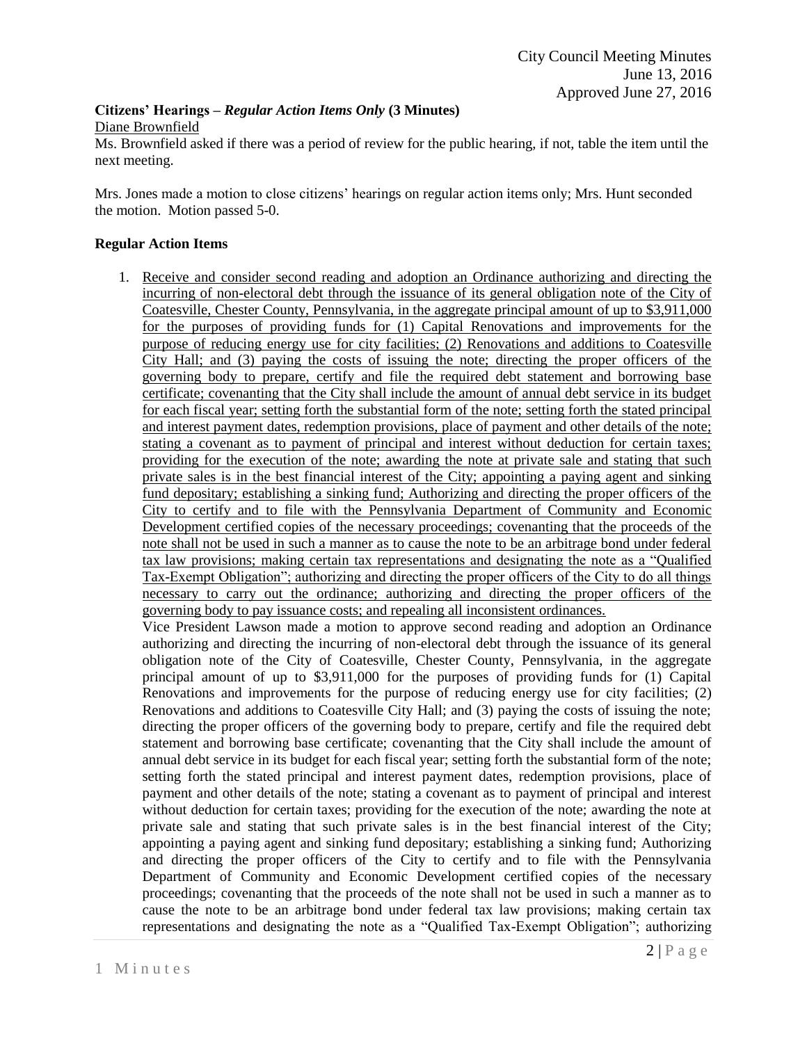**Citizens' Hearings –** ***Regular Action Items Only*** **(3 Minutes)**

Diane Brownfield

Ms. Brownfield asked if there was a period of review for the public hearing, if not, table the item until the next meeting.

Mrs. Jones made a motion to close citizens' hearings on regular action items only; Mrs. Hunt seconded the motion. Motion passed 5-0.

**Regular Action Items**

1. Receive and consider second reading and adoption an Ordinance authorizing and directing the incurring of non-electoral debt through the issuance of its general obligation note of the City of Coatesville, Chester County, Pennsylvania, in the aggregate principal amount of up to $3,911,000 for the purposes of providing funds for (1) Capital Renovations and improvements for the purpose of reducing energy use for city facilities; (2) Renovations and additions to Coatesville City Hall; and (3) paying the costs of issuing the note; directing the proper officers of the governing body to prepare, certify and file the required debt statement and borrowing base certificate; covenanting that the City shall include the amount of annual debt service in its budget for each fiscal year; setting forth the substantial form of the note; setting forth the stated principal and interest payment dates, redemption provisions, place of payment and other details of the note; stating a covenant as to payment of principal and interest without deduction for certain taxes; providing for the execution of the note; awarding the note at private sale and stating that such private sales is in the best financial interest of the City; appointing a paying agent and sinking fund depositary; establishing a sinking fund; Authorizing and directing the proper officers of the City to certify and to file with the Pennsylvania Department of Community and Economic Development certified copies of the necessary proceedings; covenanting that the proceeds of the note shall not be used in such a manner as to cause the note to be an arbitrage bond under federal tax law provisions; making certain tax representations and designating the note as a "Qualified Tax-Exempt Obligation"; authorizing and directing the proper officers of the City to do all things necessary to carry out the ordinance; authorizing and directing the proper officers of the governing body to pay issuance costs; and repealing all inconsistent ordinances.

   Vice President Lawson made a motion to approve second reading and adoption an Ordinance authorizing and directing the incurring of non-electoral debt through the issuance of its general obligation note of the City of Coatesville, Chester County, Pennsylvania, in the aggregate principal amount of up to $3,911,000 for the purposes of providing funds for (1) Capital Renovations and improvements for the purpose of reducing energy use for city facilities; (2) Renovations and additions to Coatesville City Hall; and (3) paying the costs of issuing the note; directing the proper officers of the governing body to prepare, certify and file the required debt statement and borrowing base certificate; covenanting that the City shall include the amount of annual debt service in its budget for each fiscal year; setting forth the substantial form of the note; setting forth the stated principal and interest payment dates, redemption provisions, place of payment and other details of the note; stating a covenant as to payment of principal and interest without deduction for certain taxes; providing for the execution of the note; awarding the note at private sale and stating that such private sales is in the best financial interest of the City; appointing a paying agent and sinking fund depositary; establishing a sinking fund; Authorizing and directing the proper officers of the City to certify and to file with the Pennsylvania Department of Community and Economic Development certified copies of the necessary proceedings; covenanting that the proceeds of the note shall not be used in such a manner as to cause the note to be an arbitrage bond under federal tax law provisions; making certain tax representations and designating the note as a "Qualified Tax-Exempt Obligation"; authorizing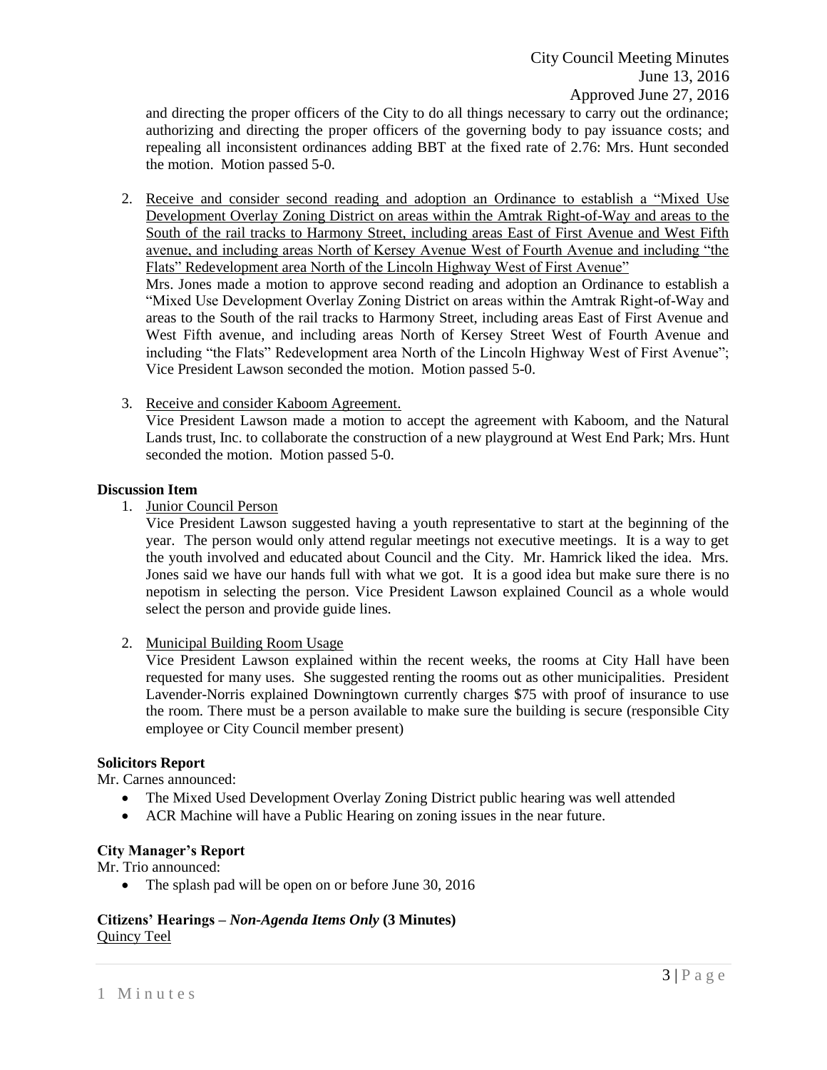and directing the proper officers of the City to do all things necessary to carry out the ordinance; authorizing and directing the proper officers of the governing body to pay issuance costs; and repealing all inconsistent ordinances adding BBT at the fixed rate of 2.76: Mrs. Hunt seconded the motion. Motion passed 5-0.

2. Receive and consider second reading and adoption an Ordinance to establish a "Mixed Use Development Overlay Zoning District on areas within the Amtrak Right-of-Way and areas to the South of the rail tracks to Harmony Street, including areas East of First Avenue and West Fifth avenue, and including areas North of Kersey Avenue West of Fourth Avenue and including "the Flats" Redevelopment area North of the Lincoln Highway West of First Avenue"
   Mrs. Jones made a motion to approve second reading and adoption an Ordinance to establish a "Mixed Use Development Overlay Zoning District on areas within the Amtrak Right-of-Way and areas to the South of the rail tracks to Harmony Street, including areas East of First Avenue and West Fifth avenue, and including areas North of Kersey Street West of Fourth Avenue and including "the Flats" Redevelopment area North of the Lincoln Highway West of First Avenue"; Vice President Lawson seconded the motion. Motion passed 5-0.

3. Receive and consider Kaboom Agreement.
   Vice President Lawson made a motion to accept the agreement with Kaboom, and the Natural Lands trust, Inc. to collaborate the construction of a new playground at West End Park; Mrs. Hunt seconded the motion. Motion passed 5-0.

**Discussion Item**

1. Junior Council Person
   Vice President Lawson suggested having a youth representative to start at the beginning of the year. The person would only attend regular meetings not executive meetings. It is a way to get the youth involved and educated about Council and the City. Mr. Hamrick liked the idea. Mrs. Jones said we have our hands full with what we got. It is a good idea but make sure there is no nepotism in selecting the person. Vice President Lawson explained Council as a whole would select the person and provide guide lines.

2. Municipal Building Room Usage
   Vice President Lawson explained within the recent weeks, the rooms at City Hall have been requested for many uses. She suggested renting the rooms out as other municipalities. President Lavender-Norris explained Downingtown currently charges $75 with proof of insurance to use the room. There must be a person available to make sure the building is secure (responsible City employee or City Council member present)

**Solicitors Report**

Mr. Carnes announced:

- The Mixed Used Development Overlay Zoning District public hearing was well attended
- ACR Machine will have a Public Hearing on zoning issues in the near future.

**City Manager's Report**

Mr. Trio announced:

- The splash pad will be open on or before June 30, 2016

**Citizens' Hearings – *Non-Agenda Items Only* (3 Minutes)**

Quincy Teel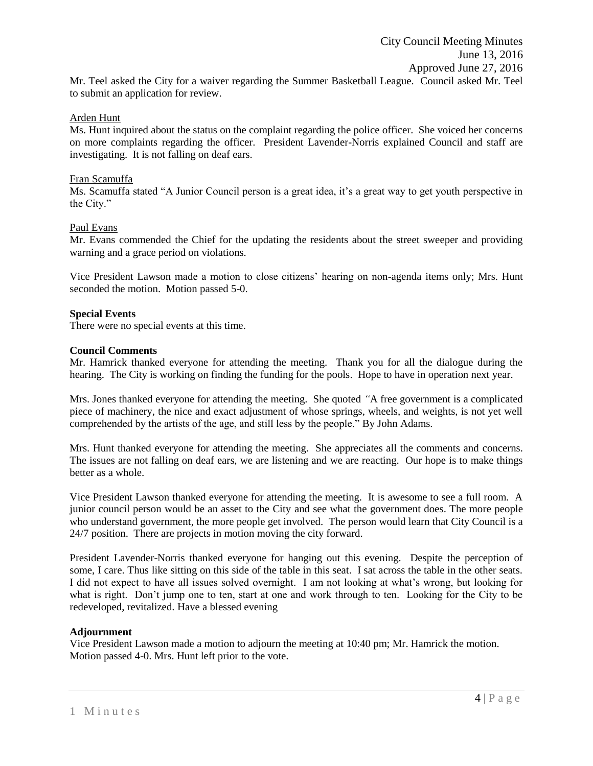Mr. Teel asked the City for a waiver regarding the Summer Basketball League. Council asked Mr. Teel to submit an application for review.

Arden Hunt

Ms. Hunt inquired about the status on the complaint regarding the police officer. She voiced her concerns on more complaints regarding the officer. President Lavender-Norris explained Council and staff are investigating. It is not falling on deaf ears.

Fran Scamuffa

Ms. Scamuffa stated "A Junior Council person is a great idea, it's a great way to get youth perspective in the City."

Paul Evans

Mr. Evans commended the Chief for the updating the residents about the street sweeper and providing warning and a grace period on violations.

Vice President Lawson made a motion to close citizens' hearing on non-agenda items only; Mrs. Hunt seconded the motion. Motion passed 5-0.

**Special Events**

There were no special events at this time.

**Council Comments**

Mr. Hamrick thanked everyone for attending the meeting. Thank you for all the dialogue during the hearing. The City is working on finding the funding for the pools. Hope to have in operation next year.

Mrs. Jones thanked everyone for attending the meeting. She quoted *"*A free government is a complicated piece of machinery, the nice and exact adjustment of whose springs, wheels, and weights, is not yet well comprehended by the artists of the age, and still less by the people." By John Adams.

Mrs. Hunt thanked everyone for attending the meeting. She appreciates all the comments and concerns. The issues are not falling on deaf ears, we are listening and we are reacting. Our hope is to make things better as a whole.

Vice President Lawson thanked everyone for attending the meeting. It is awesome to see a full room. A junior council person would be an asset to the City and see what the government does. The more people who understand government, the more people get involved. The person would learn that City Council is a 24/7 position. There are projects in motion moving the city forward.

President Lavender-Norris thanked everyone for hanging out this evening. Despite the perception of some, I care. Thus like sitting on this side of the table in this seat. I sat across the table in the other seats. I did not expect to have all issues solved overnight. I am not looking at what's wrong, but looking for what is right. Don't jump one to ten, start at one and work through to ten. Looking for the City to be redeveloped, revitalized. Have a blessed evening

**Adjournment**

Vice President Lawson made a motion to adjourn the meeting at 10:40 pm; Mr. Hamrick the motion. Motion passed 4-0. Mrs. Hunt left prior to the vote.